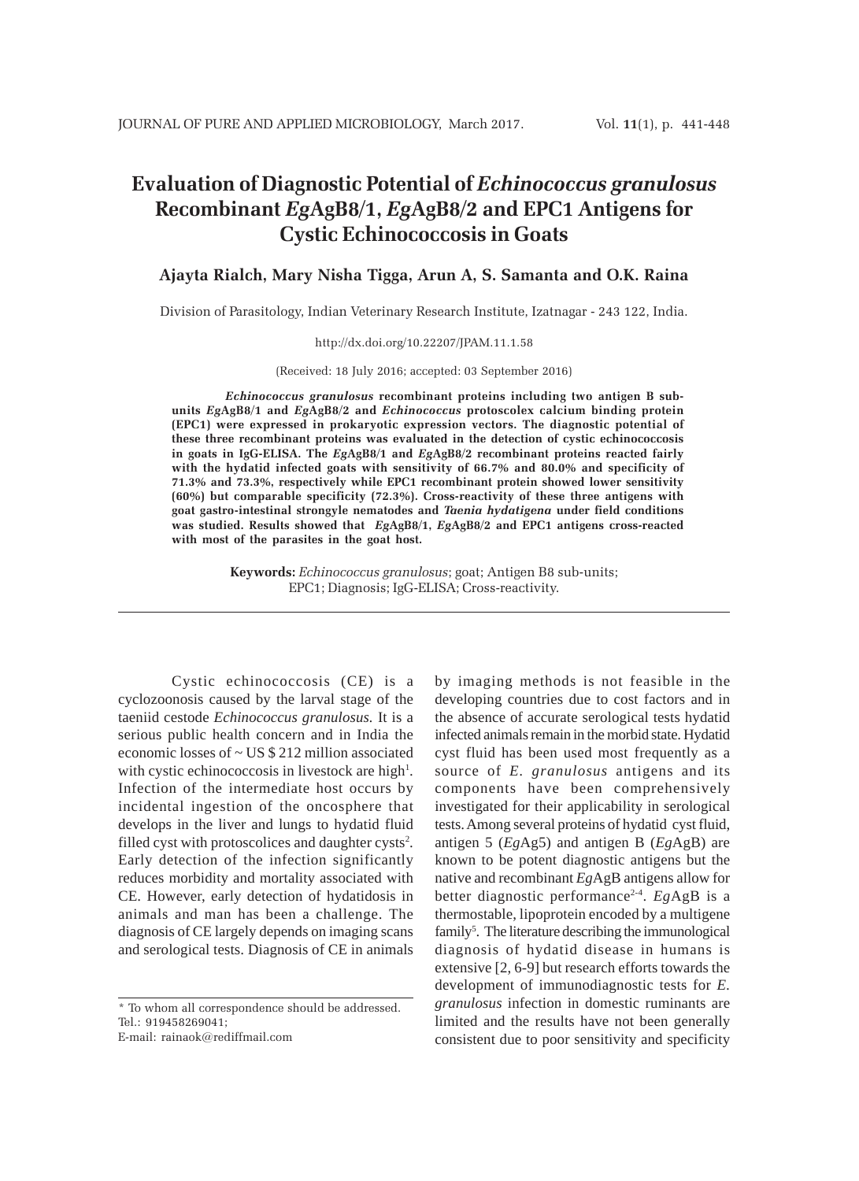# Evaluation of Diagnostic Potential of *Echinococcus granulosus* Recombinant *Eg*AgB8/1, *Eg*AgB8/2 and EPC1 Antigens for Cystic Echinococcosis in Goats

**Ajayta Rialch, Mary Nisha Tigga, Arun A, S. Samanta and O.K. Raina**

Division of Parasitology, Indian Veterinary Research Institute, Izatnagar - 243 122, India.

http://dx.doi.org/10.22207/JPAM.11.1.58

(Received: 18 July 2016; accepted: 03 September 2016)

***Echinococcus granulosus*** **recombinant proteins including two antigen B sub-units** ***Eg*****AgB8/1 and** ***Eg*****AgB8/2 and** ***Echinococcus*** **protoscolex calcium binding protein (EPC1) were expressed in prokaryotic expression vectors. The diagnostic potential of these three recombinant proteins was evaluated in the detection of cystic echinococcosis in goats in IgG-ELISA. The** ***Eg*****AgB8/1 and** ***Eg*****AgB8/2 recombinant proteins reacted fairly with the hydatid infected goats with sensitivity of 66.7% and 80.0% and specificity of 71.3% and 73.3%, respectively while EPC1 recombinant protein showed lower sensitivity (60%) but comparable specificity (72.3%). Cross-reactivity of these three antigens with goat gastro-intestinal strongyle nematodes and** ***Taenia hydatigena*** **under field conditions was studied. Results showed that** ***Eg*****AgB8/1,** ***Eg*****AgB8/2 and EPC1 antigens cross-reacted with most of the parasites in the goat host.**

**Keywords:** *Echinococcus granulosus*; goat; Antigen B8 sub-units; EPC1; Diagnosis; IgG-ELISA; Cross-reactivity.

---

Cystic echinococcosis (CE) is a cyclozoonosis caused by the larval stage of the taeniid cestode *Echinococcus granulosus.* It is a serious public health concern and in India the economic losses of ~ US $ 212 million associated with cystic echinococcosis in livestock are high[1]. Infection of the intermediate host occurs by incidental ingestion of the oncosphere that develops in the liver and lungs to hydatid fluid filled cyst with protoscolices and daughter cysts[2]. Early detection of the infection significantly reduces morbidity and mortality associated with CE. However, early detection of hydatidosis in animals and man has been a challenge. The diagnosis of CE largely depends on imaging scans and serological tests. Diagnosis of CE in animals by imaging methods is not feasible in the developing countries due to cost factors and in the absence of accurate serological tests hydatid infected animals remain in the morbid state. Hydatid cyst fluid has been used most frequently as a source of *E. granulosus* antigens and its components have been comprehensively investigated for their applicability in serological tests. Among several proteins of hydatid cyst fluid, antigen 5 (*Eg*Ag5) and antigen B (*Eg*AgB) are known to be potent diagnostic antigens but the native and recombinant *Eg*AgB antigens allow for better diagnostic performance[2-4]. *Eg*AgB is a thermostable, lipoprotein encoded by a multigene family[5]. The literature describing the immunological diagnosis of hydatid disease in humans is extensive [2, 6-9] but research efforts towards the development of immunodiagnostic tests for *E. granulosus* infection in domestic ruminants are limited and the results have not been generally consistent due to poor sensitivity and specificity

---

* To whom all correspondence should be addressed.
Tel.: 919458269041;
E-mail: rainaok@rediffmail.com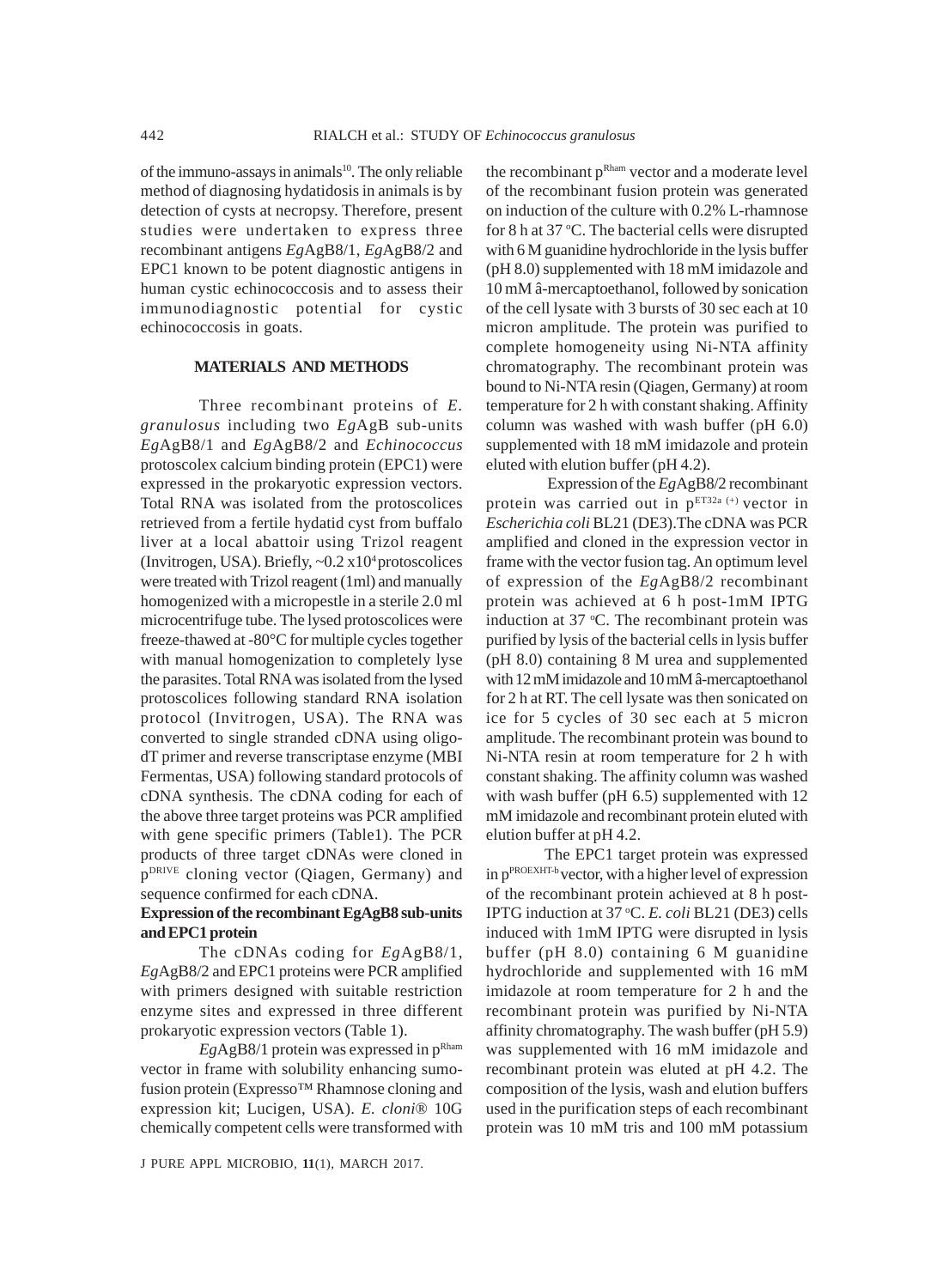of the immuno-assays in animals[10]. The only reliable method of diagnosing hydatidosis in animals is by detection of cysts at necropsy. Therefore, present studies were undertaken to express three recombinant antigens *Eg*AgB8/1, *Eg*AgB8/2 and EPC1 known to be potent diagnostic antigens in human cystic echinococcosis and to assess their immunodiagnostic potential for cystic echinococcosis in goats.

## MATERIALS AND METHODS

Three recombinant proteins of *E. granulosus* including two *Eg*AgB sub-units *Eg*AgB8/1 and *Eg*AgB8/2 and *Echinococcus* protoscolex calcium binding protein (EPC1) were expressed in the prokaryotic expression vectors. Total RNA was isolated from the protoscolices retrieved from a fertile hydatid cyst from buffalo liver at a local abattoir using Trizol reagent (Invitrogen, USA). Briefly, ~0.2 $x10^4$ protoscolices were treated with Trizol reagent (1ml) and manually homogenized with a micropestle in a sterile 2.0 ml microcentrifuge tube. The lysed protoscolices were freeze-thawed at -80°C for multiple cycles together with manual homogenization to completely lyse the parasites. Total RNA was isolated from the lysed protoscolices following standard RNA isolation protocol (Invitrogen, USA). The RNA was converted to single stranded cDNA using oligo-dT primer and reverse transcriptase enzyme (MBI Fermentas, USA) following standard protocols of cDNA synthesis. The cDNA coding for each of the above three target proteins was PCR amplified with gene specific primers (Table1). The PCR products of three target cDNAs were cloned in $p^{DRIVE}$ cloning vector (Qiagen, Germany) and sequence confirmed for each cDNA.

### Expression of the recombinant EgAgB8 sub-units and EPC1 protein

The cDNAs coding for *Eg*AgB8/1, *Eg*AgB8/2 and EPC1 proteins were PCR amplified with primers designed with suitable restriction enzyme sites and expressed in three different prokaryotic expression vectors (Table 1).

*Eg*AgB8/1 protein was expressed in $p^{Rham}$ vector in frame with solubility enhancing sumo-fusion protein (Expresso™ Rhamnose cloning and expression kit; Lucigen, USA). *E. cloni*® 10G chemically competent cells were transformed with the recombinant $p^{Rham}$ vector and a moderate level of the recombinant fusion protein was generated on induction of the culture with 0.2% L-rhamnose for 8 h at 37 °C. The bacterial cells were disrupted with 6 M guanidine hydrochloride in the lysis buffer (pH 8.0) supplemented with 18 mM imidazole and 10 mM â-mercaptoethanol, followed by sonication of the cell lysate with 3 bursts of 30 sec each at 10 micron amplitude. The protein was purified to complete homogeneity using Ni-NTA affinity chromatography. The recombinant protein was bound to Ni-NTA resin (Qiagen, Germany) at room temperature for 2 h with constant shaking. Affinity column was washed with wash buffer (pH 6.0) supplemented with 18 mM imidazole and protein eluted with elution buffer (pH 4.2).

Expression of the *Eg*AgB8/2 recombinant protein was carried out in $p^{ET32a\ (+)}$ vector in *Escherichia coli* BL21 (DE3).The cDNA was PCR amplified and cloned in the expression vector in frame with the vector fusion tag. An optimum level of expression of the *Eg*AgB8/2 recombinant protein was achieved at 6 h post-1mM IPTG induction at 37 °C. The recombinant protein was purified by lysis of the bacterial cells in lysis buffer (pH 8.0) containing 8 M urea and supplemented with 12 mM imidazole and 10 mM â-mercaptoethanol for 2 h at RT. The cell lysate was then sonicated on ice for 5 cycles of 30 sec each at 5 micron amplitude. The recombinant protein was bound to Ni-NTA resin at room temperature for 2 h with constant shaking. The affinity column was washed with wash buffer (pH 6.5) supplemented with 12 mM imidazole and recombinant protein eluted with elution buffer at pH 4.2.

The EPC1 target protein was expressed in $p^{PROEXHT\text{-}b}$ vector, with a higher level of expression of the recombinant protein achieved at 8 h post-IPTG induction at 37 °C. *E. coli* BL21 (DE3) cells induced with 1mM IPTG were disrupted in lysis buffer (pH 8.0) containing 6 M guanidine hydrochloride and supplemented with 16 mM imidazole at room temperature for 2 h and the recombinant protein was purified by Ni-NTA affinity chromatography. The wash buffer (pH 5.9) was supplemented with 16 mM imidazole and recombinant protein was eluted at pH 4.2. The composition of the lysis, wash and elution buffers used in the purification steps of each recombinant protein was 10 mM tris and 100 mM potassium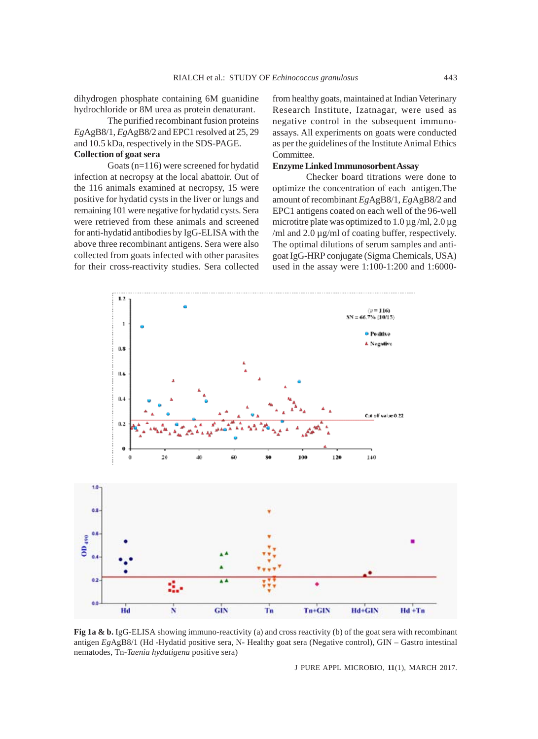dihydrogen phosphate containing 6M guanidine hydrochloride or 8M urea as protein denaturant.

The purified recombinant fusion proteins *Eg*AgB8/1, *Eg*AgB8/2 and EPC1 resolved at 25, 29 and 10.5 kDa, respectively in the SDS-PAGE.

**Collection of goat sera**

Goats (n=116) were screened for hydatid infection at necropsy at the local abattoir. Out of the 116 animals examined at necropsy, 15 were positive for hydatid cysts in the liver or lungs and remaining 101 were negative for hydatid cysts. Sera were retrieved from these animals and screened for anti-hydatid antibodies by IgG-ELISA with the above three recombinant antigens. Sera were also collected from goats infected with other parasites for their cross-reactivity studies. Sera collected from healthy goats, maintained at Indian Veterinary Research Institute, Izatnagar, were used as negative control in the subsequent immuno-assays. All experiments on goats were conducted as per the guidelines of the Institute Animal Ethics Committee.

**Enzyme Linked Immunosorbent Assay**

Checker board titrations were done to optimize the concentration of each antigen.The amount of recombinant *Eg*AgB8/1, *Eg*AgB8/2 and EPC1 antigens coated on each well of the 96-well microtitre plate was optimized to 1.0 µg /ml, 2.0 µg /ml and 2.0 µg/ml of coating buffer, respectively. The optimal dilutions of serum samples and anti-goat IgG-HRP conjugate (Sigma Chemicals, USA) used in the assay were 1:100-1:200 and 1:6000-

**Fig 1a & b.** IgG-ELISA showing immuno-reactivity (a) and cross reactivity (b) of the goat sera with recombinant antigen *Eg*AgB8/1 (Hd -Hydatid positive sera, N- Healthy goat sera (Negative control), GIN – Gastro intestinal nematodes, Tn-*Taenia hydatigena* positive sera)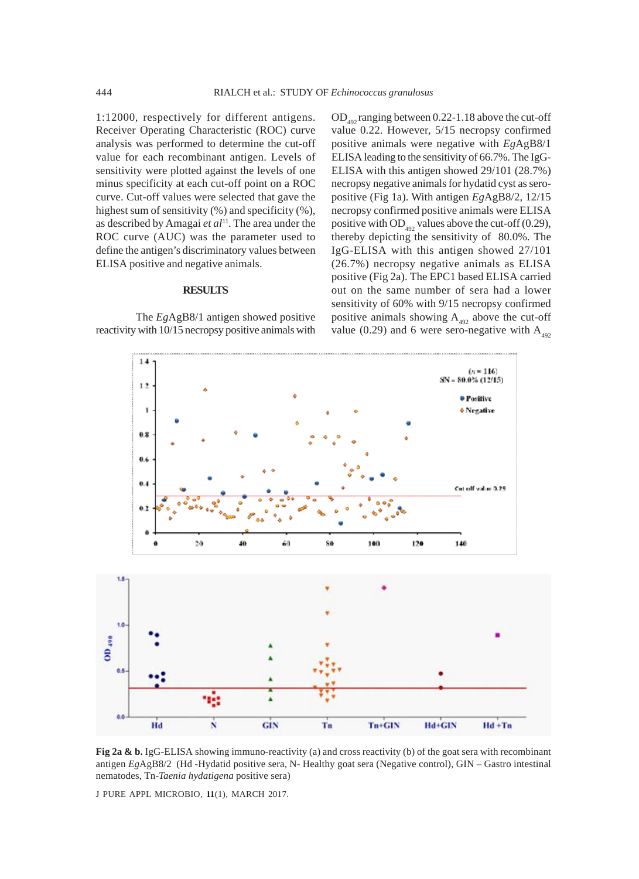1:12000, respectively for different antigens. Receiver Operating Characteristic (ROC) curve analysis was performed to determine the cut-off value for each recombinant antigen. Levels of sensitivity were plotted against the levels of one minus specificity at each cut-off point on a ROC curve. Cut-off values were selected that gave the highest sum of sensitivity (%) and specificity (%), as described by Amagai *et al*[11]. The area under the ROC curve (AUC) was the parameter used to define the antigen's discriminatory values between ELISA positive and negative animals.

## RESULTS

The *Eg*AgB8/1 antigen showed positive reactivity with 10/15 necropsy positive animals with $OD_{492}$ ranging between 0.22-1.18 above the cut-off value 0.22. However, 5/15 necropsy confirmed positive animals were negative with *Eg*AgB8/1 ELISA leading to the sensitivity of 66.7%. The IgG-ELISA with this antigen showed 29/101 (28.7%) necropsy negative animals for hydatid cyst as sero-positive (Fig 1a). With antigen *Eg*AgB8/2, 12/15 necropsy confirmed positive animals were ELISA positive with $OD_{492}$ values above the cut-off (0.29), thereby depicting the sensitivity of 80.0%. The IgG-ELISA with this antigen showed 27/101 (26.7%) necropsy negative animals as ELISA positive (Fig 2a). The EPC1 based ELISA carried out on the same number of sera had a lower sensitivity of 60% with 9/15 necropsy confirmed positive animals showing $A_{492}$ above the cut-off value (0.29) and 6 were sero-negative with $A_{492}$

**Fig 2a & b.** IgG-ELISA showing immuno-reactivity (a) and cross reactivity (b) of the goat sera with recombinant antigen *Eg*AgB8/2 (Hd -Hydatid positive sera, N- Healthy goat sera (Negative control), GIN – Gastro intestinal nematodes, Tn-*Taenia hydatigena* positive sera)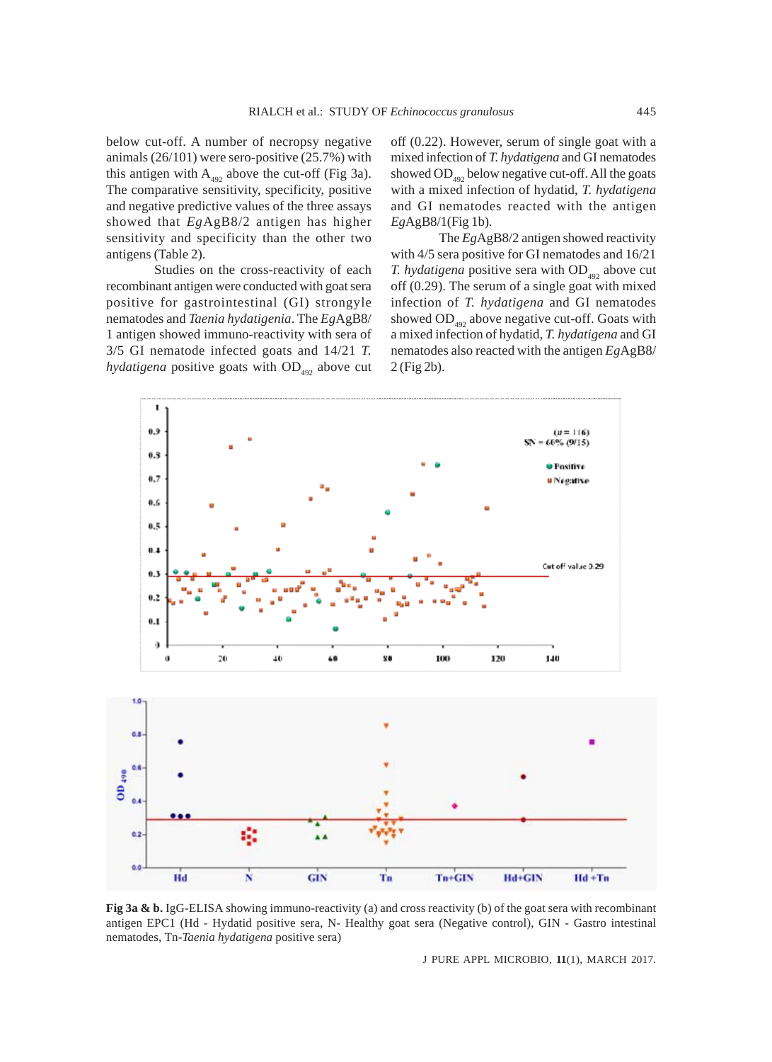below cut-off. A number of necropsy negative animals (26/101) were sero-positive (25.7%) with this antigen with $A_{492}$ above the cut-off (Fig 3a). The comparative sensitivity, specificity, positive and negative predictive values of the three assays showed that *Eg*AgB8/2 antigen has higher sensitivity and specificity than the other two antigens (Table 2).

Studies on the cross-reactivity of each recombinant antigen were conducted with goat sera positive for gastrointestinal (GI) strongyle nematodes and *Taenia hydatigenia*. The *Eg*AgB8/1 antigen showed immuno-reactivity with sera of 3/5 GI nematode infected goats and 14/21 *T. hydatigena* positive goats with $OD_{492}$ above cut off (0.22). However, serum of single goat with a mixed infection of *T. hydatigena* and GI nematodes showed $OD_{492}$ below negative cut-off. All the goats with a mixed infection of hydatid, *T. hydatigena* and GI nematodes reacted with the antigen *Eg*AgB8/1(Fig 1b).

The *Eg*AgB8/2 antigen showed reactivity with 4/5 sera positive for GI nematodes and 16/21 *T. hydatigena* positive sera with $OD_{492}$ above cut off (0.29). The serum of a single goat with mixed infection of *T. hydatigena* and GI nematodes showed $OD_{492}$ above negative cut-off. Goats with a mixed infection of hydatid, *T. hydatigena* and GI nematodes also reacted with the antigen *Eg*AgB8/2 (Fig 2b).

**Fig 3a & b.** IgG-ELISA showing immuno-reactivity (a) and cross reactivity (b) of the goat sera with recombinant antigen EPC1 (Hd - Hydatid positive sera, N- Healthy goat sera (Negative control), GIN - Gastro intestinal nematodes, Tn-*Taenia hydatigena* positive sera)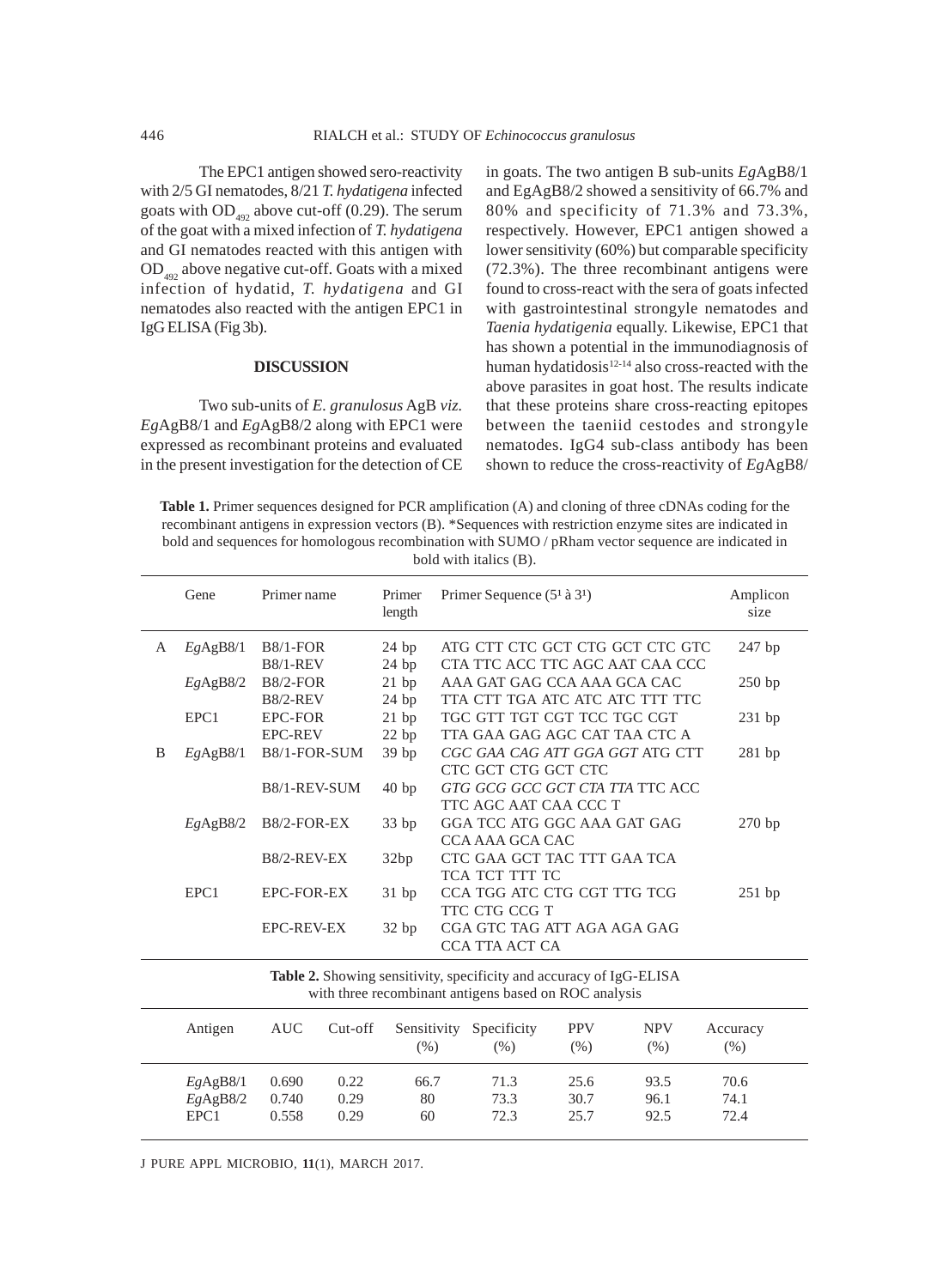The EPC1 antigen showed sero-reactivity with 2/5 GI nematodes, 8/21 *T. hydatigena* infected goats with $OD_{492}$ above cut-off (0.29). The serum of the goat with a mixed infection of *T. hydatigena* and GI nematodes reacted with this antigen with $OD_{492}$ above negative cut-off. Goats with a mixed infection of hydatid, *T. hydatigena* and GI nematodes also reacted with the antigen EPC1 in IgG ELISA (Fig 3b).

## DISCUSSION

Two sub-units of *E. granulosus* AgB *viz. Eg*AgB8/1 and *Eg*AgB8/2 along with EPC1 were expressed as recombinant proteins and evaluated in the present investigation for the detection of CE in goats. The two antigen B sub-units *Eg*AgB8/1 and EgAgB8/2 showed a sensitivity of 66.7% and 80% and specificity of 71.3% and 73.3%, respectively. However, EPC1 antigen showed a lower sensitivity (60%) but comparable specificity (72.3%). The three recombinant antigens were found to cross-react with the sera of goats infected with gastrointestinal strongyle nematodes and *Taenia hydatigenia* equally. Likewise, EPC1 that has shown a potential in the immunodiagnosis of human hydatidosis[12-14] also cross-reacted with the above parasites in goat host. The results indicate that these proteins share cross-reacting epitopes between the taeniid cestodes and strongyle nematodes. IgG4 sub-class antibody has been shown to reduce the cross-reactivity of *Eg*AgB8/

**Table 1.** Primer sequences designed for PCR amplification (A) and cloning of three cDNAs coding for the recombinant antigens in expression vectors (B). *Sequences with restriction enzyme sites are indicated in bold and sequences for homologous recombination with SUMO / pRham vector sequence are indicated in bold with italics (B).

| | Gene | Primer name | Primer length | Primer Sequence (5' à 3') | Amplicon size |
|---|---|---|---|---|---|
| A | *Eg*AgB8/1 | B8/1-FOR | 24 bp | ATG CTT CTC GCT CTG GCT CTC GTC | 247 bp |
| | | B8/1-REV | 24 bp | CTA TTC ACC TTC AGC AAT CAA CCC | |
| | *Eg*AgB8/2 | B8/2-FOR | 21 bp | AAA GAT GAG CCA AAA GCA CAC | 250 bp |
| | | B8/2-REV | 24 bp | TTA CTT TGA ATC ATC ATC TTT TTC | |
| | EPC1 | EPC-FOR | 21 bp | TGC GTT TGT CGT TCC TGC CGT | 231 bp |
| | | EPC-REV | 22 bp | TTA GAA GAG AGC CAT TAA CTC A | |
| B | *Eg*AgB8/1 | B8/1-FOR-SUM | 39 bp | *CGC GAA CAG ATT GGA GGT* ATG CTT CTC GCT CTG GCT CTC | 281 bp |
| | | B8/1-REV-SUM | 40 bp | *GTG GCG GCC GCT CTA TTA* TTC ACC TTC AGC AAT CAA CCC T | |
| | *Eg*AgB8/2 | B8/2-FOR-EX | 33 bp | GGA TCC ATG GGC AAA GAT GAG CCA AAA GCA CAC | 270 bp |
| | | B8/2-REV-EX | 32bp | CTC GAA GCT TAC TTT GAA TCA TCA TCT TTT TC | |
| | EPC1 | EPC-FOR-EX | 31 bp | CCA TGG ATC CTG CGT TTG TCG TTC CTG CCG T | 251 bp |
| | | EPC-REV-EX | 32 bp | CGA GTC TAG ATT AGA AGA GAG CCA TTA ACT CA | |

**Table 2.** Showing sensitivity, specificity and accuracy of IgG-ELISA with three recombinant antigens based on ROC analysis

| Antigen | AUC | Cut-off | Sensitivity (%) | Specificity (%) | PPV (%) | NPV (%) | Accuracy (%) |
|---|---|---|---|---|---|---|---|
| *Eg*AgB8/1 | 0.690 | 0.22 | 66.7 | 71.3 | 25.6 | 93.5 | 70.6 |
| *Eg*AgB8/2 | 0.740 | 0.29 | 80 | 73.3 | 30.7 | 96.1 | 74.1 |
| EPC1 | 0.558 | 0.29 | 60 | 72.3 | 25.7 | 92.5 | 72.4 |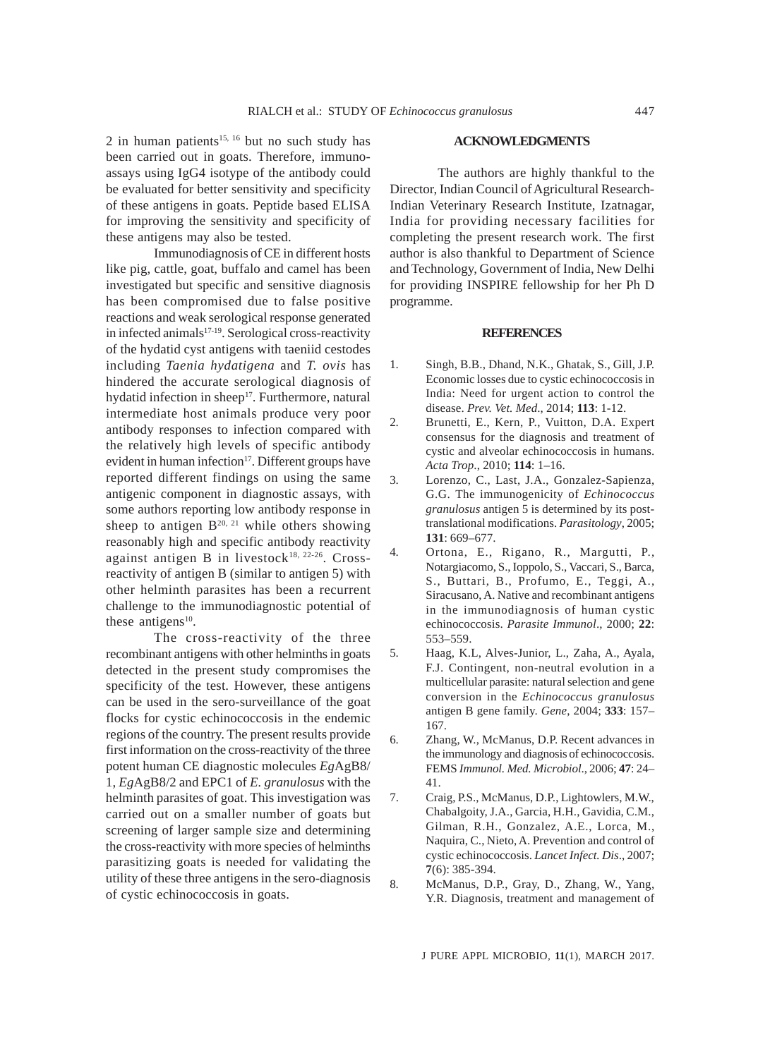2 in human patients[15, 16] but no such study has been carried out in goats. Therefore, immunoassays using IgG4 isotype of the antibody could be evaluated for better sensitivity and specificity of these antigens in goats. Peptide based ELISA for improving the sensitivity and specificity of these antigens may also be tested.

Immunodiagnosis of CE in different hosts like pig, cattle, goat, buffalo and camel has been investigated but specific and sensitive diagnosis has been compromised due to false positive reactions and weak serological response generated in infected animals[17-19]. Serological cross-reactivity of the hydatid cyst antigens with taeniid cestodes including *Taenia hydatigena* and *T. ovis* has hindered the accurate serological diagnosis of hydatid infection in sheep[17]. Furthermore, natural intermediate host animals produce very poor antibody responses to infection compared with the relatively high levels of specific antibody evident in human infection[17]. Different groups have reported different findings on using the same antigenic component in diagnostic assays, with some authors reporting low antibody response in sheep to antigen B[20, 21] while others showing reasonably high and specific antibody reactivity against antigen B in livestock[18, 22-26]. Cross-reactivity of antigen B (similar to antigen 5) with other helminth parasites has been a recurrent challenge to the immunodiagnostic potential of these antigens[10].

The cross-reactivity of the three recombinant antigens with other helminths in goats detected in the present study compromises the specificity of the test. However, these antigens can be used in the sero-surveillance of the goat flocks for cystic echinococcosis in the endemic regions of the country. The present results provide first information on the cross-reactivity of the three potent human CE diagnostic molecules *Eg*AgB8/1, *Eg*AgB8/2 and EPC1 of *E. granulosus* with the helminth parasites of goat. This investigation was carried out on a smaller number of goats but screening of larger sample size and determining the cross-reactivity with more species of helminths parasitizing goats is needed for validating the utility of these three antigens in the sero-diagnosis of cystic echinococcosis in goats.

## ACKNOWLEDGMENTS

The authors are highly thankful to the Director, Indian Council of Agricultural Research-Indian Veterinary Research Institute, Izatnagar, India for providing necessary facilities for completing the present research work. The first author is also thankful to Department of Science and Technology, Government of India, New Delhi for providing INSPIRE fellowship for her Ph D programme.

## REFERENCES

1. Singh, B.B., Dhand, N.K., Ghatak, S., Gill, J.P. Economic losses due to cystic echinococcosis in India: Need for urgent action to control the disease. *Prev. Vet. Med*., 2014; **113**: 1-12.
2. Brunetti, E., Kern, P., Vuitton, D.A. Expert consensus for the diagnosis and treatment of cystic and alveolar echinococcosis in humans. *Acta Trop*., 2010; **114**: 1–16.
3. Lorenzo, C., Last, J.A., Gonzalez-Sapienza, G.G. The immunogenicity of *Echinococcus granulosus* antigen 5 is determined by its post-translational modifications. *Parasitology*, 2005; **131**: 669–677.
4. Ortona, E., Rigano, R., Margutti, P., Notargiacomo, S., Ioppolo, S., Vaccari, S., Barca, S., Buttari, B., Profumo, E., Teggi, A., Siracusano, A. Native and recombinant antigens in the immunodiagnosis of human cystic echinococcosis. *Parasite Immunol*., 2000; **22**: 553–559.
5. Haag, K.L, Alves-Junior, L., Zaha, A., Ayala, F.J. Contingent, non-neutral evolution in a multicellular parasite: natural selection and gene conversion in the *Echinococcus granulosus* antigen B gene family. *Gene*, 2004; **333**: 157–167.
6. Zhang, W., McManus, D.P. Recent advances in the immunology and diagnosis of echinococcosis. FEMS *Immunol. Med. Microbiol*., 2006; **47**: 24–41.
7. Craig, P.S., McManus, D.P., Lightowlers, M.W., Chabalgoity, J.A., Garcia, H.H., Gavidia, C.M., Gilman, R.H., Gonzalez, A.E., Lorca, M., Naquira, C., Nieto, A. Prevention and control of cystic echinococcosis. *Lancet Infect. Dis*., 2007; **7**(6): 385-394.
8. McManus, D.P., Gray, D., Zhang, W., Yang, Y.R. Diagnosis, treatment and management of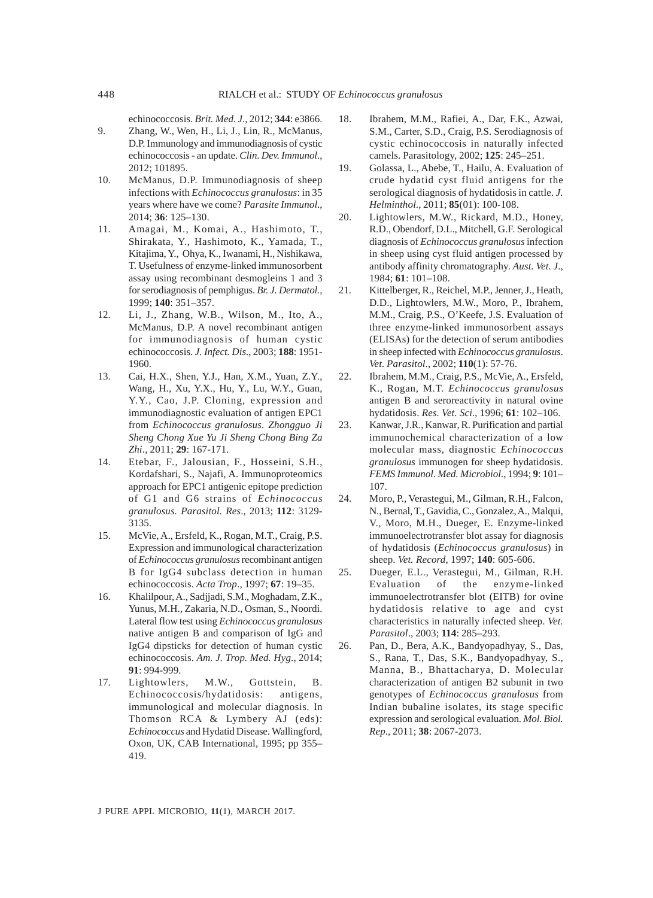echinococcosis. *Brit. Med. J*., 2012; **344**: e3866.

9. Zhang, W., Wen, H., Li, J., Lin, R., McManus, D.P. Immunology and immunodiagnosis of cystic echinococcosis - an update. *Clin. Dev. Immunol*., 2012; 101895.
10. McManus, D.P. Immunodiagnosis of sheep infections with *Echinococcus granulosus*: in 35 years where have we come? *Parasite Immunol*., 2014; **36**: 125–130.
11. Amagai, M., Komai, A., Hashimoto, T., Shirakata, Y., Hashimoto, K., Yamada, T., Kitajima, Y., Ohya, K., Iwanami, H., Nishikawa, T. Usefulness of enzyme-linked immunosorbent assay using recombinant desmogleins 1 and 3 for serodiagnosis of pemphigus. *Br. J. Dermatol.*, 1999; **140**: 351–357.
12. Li, J., Zhang, W.B., Wilson, M., Ito, A., McManus, D.P. A novel recombinant antigen for immunodiagnosis of human cystic echinococcosis. *J. Infect. Dis*., 2003; **188**: 1951-1960.
13. Cai, H.X., Shen, Y.J., Han, X.M., Yuan, Z.Y., Wang, H., Xu, Y.X., Hu, Y., Lu, W.Y., Guan, Y.Y., Cao, J.P. Cloning, expression and immunodiagnostic evaluation of antigen EPC1 from *Echinococcus granulosus*. *Zhongguo Ji Sheng Chong Xue Yu Ji Sheng Chong Bing Za Zhi*., 2011; **29**: 167-171.
14. Etebar, F., Jalousian, F., Hosseini, S.H., Kordafshari, S., Najafi, A. Immunoproteomics approach for EPC1 antigenic epitope prediction of G1 and G6 strains of *Echinococcus granulosus*. *Parasitol. Res*., 2013; **112**: 3129-3135.
15. McVie, A., Ersfeld, K., Rogan, M.T., Craig, P.S. Expression and immunological characterization of *Echinococcus granulosus* recombinant antigen B for IgG4 subclass detection in human echinococcosis. *Acta Trop*., 1997; **67**: 19–35.
16. Khalilpour, A., Sadjjadi, S.M., Moghadam, Z.K., Yunus, M.H., Zakaria, N.D., Osman, S., Noordi. Lateral flow test using *Echinococcus granulosus* native antigen B and comparison of IgG and IgG4 dipsticks for detection of human cystic echinococcosis. *Am. J. Trop. Med. Hyg*., 2014; **91**: 994-999.
17. Lightowlers, M.W., Gottstein, B. Echinococcosis/hydatidosis: antigens, immunological and molecular diagnosis. In Thomson RCA & Lymbery AJ (eds): *Echinococcus* and Hydatid Disease. Wallingford, Oxon, UK, CAB International, 1995; pp 355–419.
18. Ibrahem, M.M., Rafiei, A., Dar, F.K., Azwai, S.M., Carter, S.D., Craig, P.S. Serodiagnosis of cystic echinococcosis in naturally infected camels. Parasitology, 2002; **125**: 245–251.
19. Golassa, L., Abebe, T., Hailu, A. Evaluation of crude hydatid cyst fluid antigens for the serological diagnosis of hydatidosis in cattle. *J. Helminthol*., 2011; **85**(01): 100-108.
20. Lightowlers, M.W., Rickard, M.D., Honey, R.D., Obendorf, D.L., Mitchell, G.F. Serological diagnosis of *Echinococcus granulosus* infection in sheep using cyst fluid antigen processed by antibody affinity chromatography. *Aust. Vet. J*., 1984; **61**: 101–108.
21. Kittelberger, R., Reichel, M.P., Jenner, J., Heath, D.D., Lightowlers, M.W., Moro, P., Ibrahem, M.M., Craig, P.S., O'Keefe, J.S. Evaluation of three enzyme-linked immunosorbent assays (ELISAs) for the detection of serum antibodies in sheep infected with *Echinococcus granulosus*. *Vet. Parasitol*., 2002; **110**(1): 57-76.
22. Ibrahem, M.M., Craig, P.S., McVie, A., Ersfeld, K., Rogan, M.T. *Echinococcus granulosus* antigen B and seroreactivity in natural ovine hydatidosis. *Res. Vet. Sci*., 1996; **61**: 102–106.
23. Kanwar, J.R., Kanwar, R. Purification and partial immunochemical characterization of a low molecular mass, diagnostic *Echinococcus granulosus* immunogen for sheep hydatidosis. *FEMS Immunol. Med. Microbiol*., 1994; **9**: 101–107.
24. Moro, P., Verastegui, M., Gilman, R.H., Falcon, N., Bernal, T., Gavidia, C., Gonzalez, A., Malqui, V., Moro, M.H., Dueger, E. Enzyme-linked immunoelectrotransfer blot assay for diagnosis of hydatidosis (*Echinococcus granulosus*) in sheep. *Vet. Record*, 1997; **140**: 605-606.
25. Dueger, E.L., Verastegui, M., Gilman, R.H. Evaluation of the enzyme-linked immunoelectrotransfer blot (EITB) for ovine hydatidosis relative to age and cyst characteristics in naturally infected sheep. *Vet. Parasitol*., 2003; **114**: 285–293.
26. Pan, D., Bera, A.K., Bandyopadhyay, S., Das, S., Rana, T., Das, S.K., Bandyopadhyay, S., Manna, B., Bhattacharya, D. Molecular characterization of antigen B2 subunit in two genotypes of *Echinococcus granulosus* from Indian bubaline isolates, its stage specific expression and serological evaluation. *Mol. Biol. Rep*., 2011; **38**: 2067-2073.